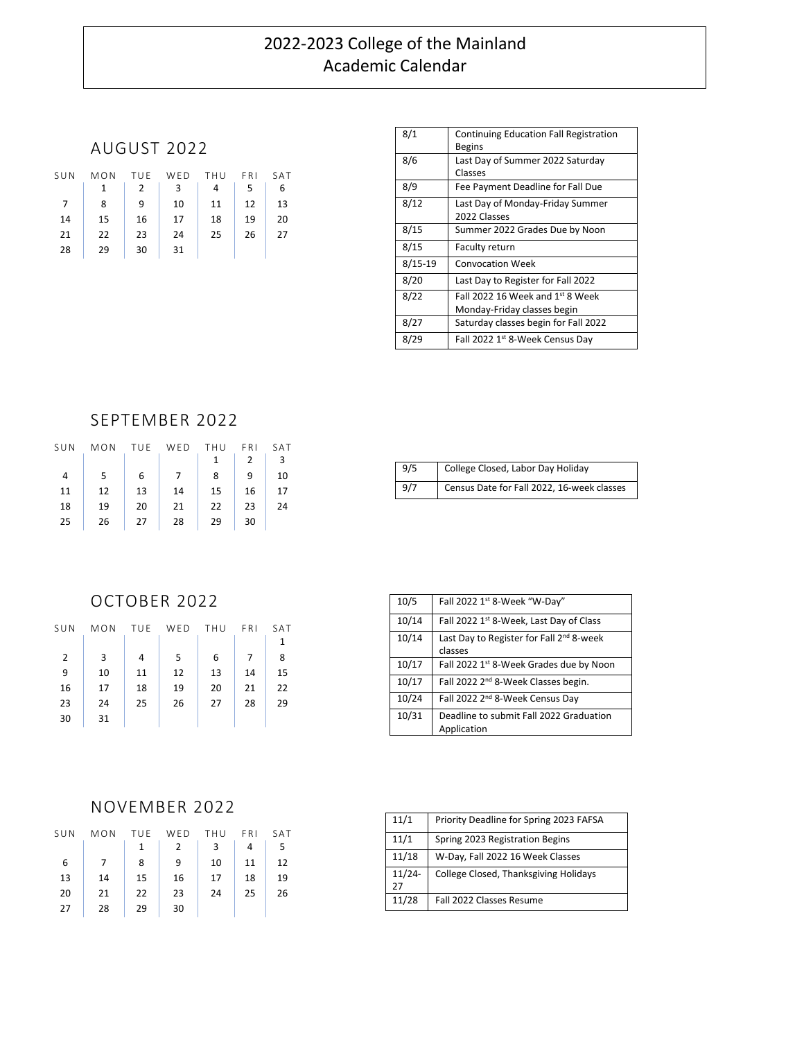# 2022-2023 College of the Mainland Academic Calendar

## AUGUST 2022

| SUN | MON | TUE | WED | THU | FRI | SAT |
|---|---|---|---|---|---|---|
| | 1 | 2 | 3 | 4 | 5 | 6 |
| 7 | 8 | 9 | 10 | 11 | 12 | 13 |
| 14 | 15 | 16 | 17 | 18 | 19 | 20 |
| 21 | 22 | 23 | 24 | 25 | 26 | 27 |
| 28 | 29 | 30 | 31 | | | |

| Date | Event |
|---|---|
| 8/1 | Continuing Education Fall Registration Begins |
| 8/6 | Last Day of Summer 2022 Saturday Classes |
| 8/9 | Fee Payment Deadline for Fall Due |
| 8/12 | Last Day of Monday-Friday Summer 2022 Classes |
| 8/15 | Summer 2022 Grades Due by Noon |
| 8/15 | Faculty return |
| 8/15-19 | Convocation Week |
| 8/20 | Last Day to Register for Fall 2022 |
| 8/22 | Fall 2022 16 Week and 1st 8 Week Monday-Friday classes begin |
| 8/27 | Saturday classes begin for Fall 2022 |
| 8/29 | Fall 2022 1st 8-Week Census Day |

## SEPTEMBER 2022

| SUN | MON | TUE | WED | THU | FRI | SAT |
|---|---|---|---|---|---|---|
| | | | | 1 | 2 | 3 |
| 4 | 5 | 6 | 7 | 8 | 9 | 10 |
| 11 | 12 | 13 | 14 | 15 | 16 | 17 |
| 18 | 19 | 20 | 21 | 22 | 23 | 24 |
| 25 | 26 | 27 | 28 | 29 | 30 | |

| Date | Event |
|---|---|
| 9/5 | College Closed, Labor Day Holiday |
| 9/7 | Census Date for Fall 2022, 16-week classes |

## OCTOBER 2022

| SUN | MON | TUE | WED | THU | FRI | SAT |
|---|---|---|---|---|---|---|
| | | | | | | 1 |
| 2 | 3 | 4 | 5 | 6 | 7 | 8 |
| 9 | 10 | 11 | 12 | 13 | 14 | 15 |
| 16 | 17 | 18 | 19 | 20 | 21 | 22 |
| 23 | 24 | 25 | 26 | 27 | 28 | 29 |
| 30 | 31 | | | | | |

| Date | Event |
|---|---|
| 10/5 | Fall 2022 1st 8-Week "W-Day" |
| 10/14 | Fall 2022 1st 8-Week, Last Day of Class |
| 10/14 | Last Day to Register for Fall 2nd 8-week classes |
| 10/17 | Fall 2022 1st 8-Week Grades due by Noon |
| 10/17 | Fall 2022 2nd 8-Week Classes begin. |
| 10/24 | Fall 2022 2nd 8-Week Census Day |
| 10/31 | Deadline to submit Fall 2022 Graduation Application |

## NOVEMBER 2022

| SUN | MON | TUE | WED | THU | FRI | SAT |
|---|---|---|---|---|---|---|
| | | 1 | 2 | 3 | 4 | 5 |
| 6 | 7 | 8 | 9 | 10 | 11 | 12 |
| 13 | 14 | 15 | 16 | 17 | 18 | 19 |
| 20 | 21 | 22 | 23 | 24 | 25 | 26 |
| 27 | 28 | 29 | 30 | | | |

| Date | Event |
|---|---|
| 11/1 | Priority Deadline for Spring 2023 FAFSA |
| 11/1 | Spring 2023 Registration Begins |
| 11/18 | W-Day, Fall 2022 16 Week Classes |
| 11/24-27 | College Closed, Thanksgiving Holidays |
| 11/28 | Fall 2022 Classes Resume |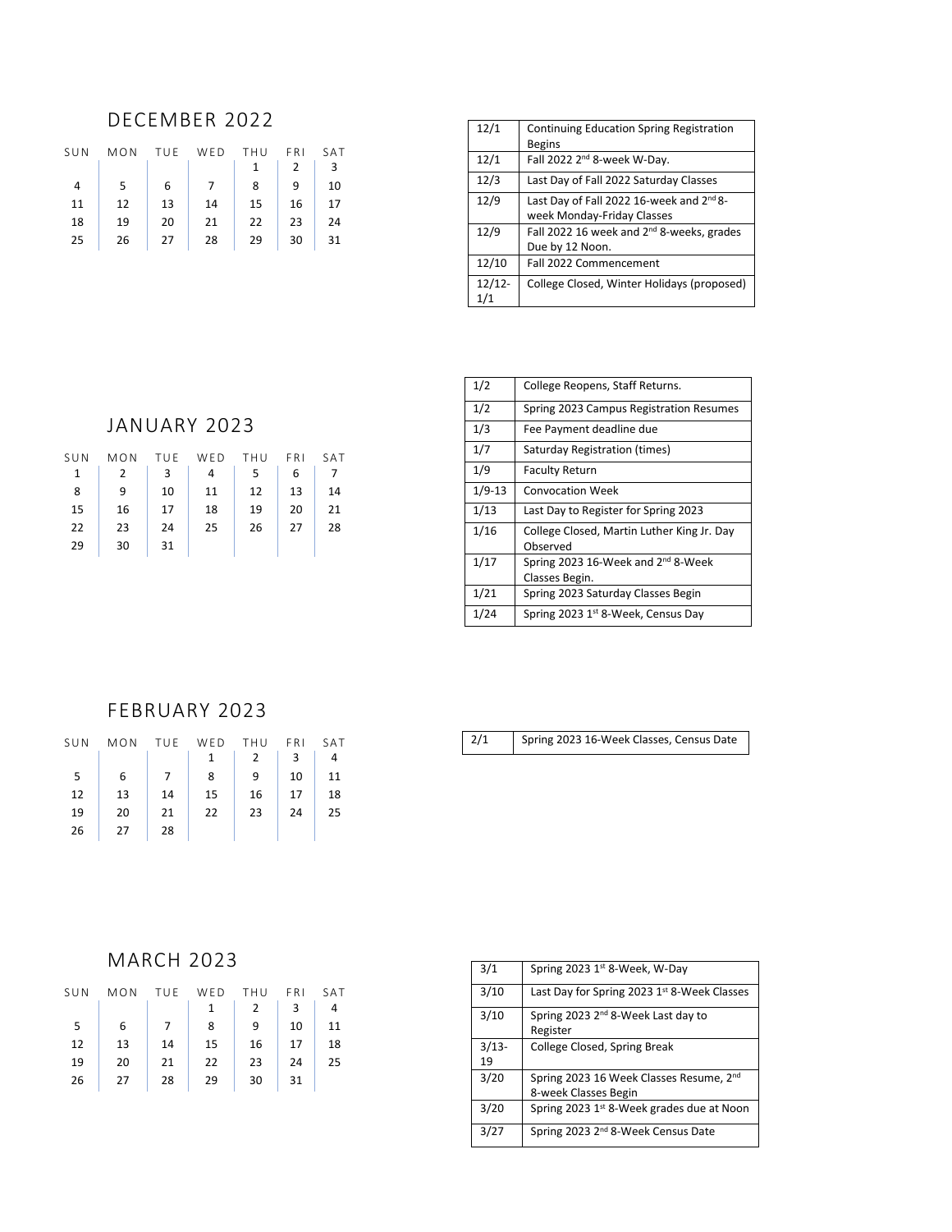## DECEMBER 2022

| SUN | MON | TUE | WED | THU | FRI | SAT |
|---|---|---|---|---|---|---|
| | | | | 1 | 2 | 3 |
| 4 | 5 | 6 | 7 | 8 | 9 | 10 |
| 11 | 12 | 13 | 14 | 15 | 16 | 17 |
| 18 | 19 | 20 | 21 | 22 | 23 | 24 |
| 25 | 26 | 27 | 28 | 29 | 30 | 31 |

| Date | Event |
|---|---|
| 12/1 | Continuing Education Spring Registration Begins |
| 12/1 | Fall 2022 2nd 8-week W-Day. |
| 12/3 | Last Day of Fall 2022 Saturday Classes |
| 12/9 | Last Day of Fall 2022 16-week and 2nd 8-week Monday-Friday Classes |
| 12/9 | Fall 2022 16 week and 2nd 8-weeks, grades Due by 12 Noon. |
| 12/10 | Fall 2022 Commencement |
| 12/12-1/1 | College Closed, Winter Holidays (proposed) |

## JANUARY 2023

| SUN | MON | TUE | WED | THU | FRI | SAT |
|---|---|---|---|---|---|---|
| 1 | 2 | 3 | 4 | 5 | 6 | 7 |
| 8 | 9 | 10 | 11 | 12 | 13 | 14 |
| 15 | 16 | 17 | 18 | 19 | 20 | 21 |
| 22 | 23 | 24 | 25 | 26 | 27 | 28 |
| 29 | 30 | 31 | | | | |

| Date | Event |
|---|---|
| 1/2 | College Reopens, Staff Returns. |
| 1/2 | Spring 2023 Campus Registration Resumes |
| 1/3 | Fee Payment deadline due |
| 1/7 | Saturday Registration (times) |
| 1/9 | Faculty Return |
| 1/9-13 | Convocation Week |
| 1/13 | Last Day to Register for Spring 2023 |
| 1/16 | College Closed, Martin Luther King Jr. Day Observed |
| 1/17 | Spring 2023 16-Week and 2nd 8-Week Classes Begin. |
| 1/21 | Spring 2023 Saturday Classes Begin |
| 1/24 | Spring 2023 1st 8-Week, Census Day |

## FEBRUARY 2023

| SUN | MON | TUE | WED | THU | FRI | SAT |
|---|---|---|---|---|---|---|
| | | | 1 | 2 | 3 | 4 |
| 5 | 6 | 7 | 8 | 9 | 10 | 11 |
| 12 | 13 | 14 | 15 | 16 | 17 | 18 |
| 19 | 20 | 21 | 22 | 23 | 24 | 25 |
| 26 | 27 | 28 | | | | |

| Date | Event |
|---|---|
| 2/1 | Spring 2023 16-Week Classes, Census Date |

## MARCH 2023

| SUN | MON | TUE | WED | THU | FRI | SAT |
|---|---|---|---|---|---|---|
| | | | 1 | 2 | 3 | 4 |
| 5 | 6 | 7 | 8 | 9 | 10 | 11 |
| 12 | 13 | 14 | 15 | 16 | 17 | 18 |
| 19 | 20 | 21 | 22 | 23 | 24 | 25 |
| 26 | 27 | 28 | 29 | 30 | 31 | |

| Date | Event |
|---|---|
| 3/1 | Spring 2023 1st 8-Week, W-Day |
| 3/10 | Last Day for Spring 2023 1st 8-Week Classes |
| 3/10 | Spring 2023 2nd 8-Week Last day to Register |
| 3/13-19 | College Closed, Spring Break |
| 3/20 | Spring 2023 16 Week Classes Resume, 2nd 8-week Classes Begin |
| 3/20 | Spring 2023 1st 8-Week grades due at Noon |
| 3/27 | Spring 2023 2nd 8-Week Census Date |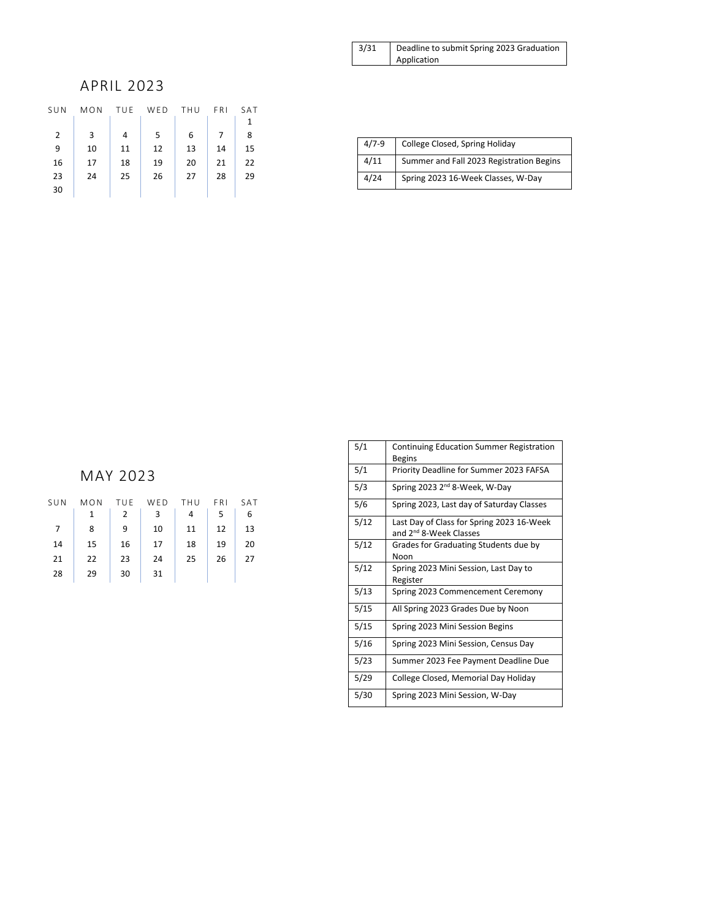| 3/31 | Deadline to submit Spring 2023 Graduation Application |
|---|---|

## APRIL 2023

| SUN | MON | TUE | WED | THU | FRI | SAT |
|---|---|---|---|---|---|---|
| | | | | | | 1 |
| 2 | 3 | 4 | 5 | 6 | 7 | 8 |
| 9 | 10 | 11 | 12 | 13 | 14 | 15 |
| 16 | 17 | 18 | 19 | 20 | 21 | 22 |
| 23 | 24 | 25 | 26 | 27 | 28 | 29 |
| 30 | | | | | | |

| 4/7-9 | College Closed, Spring Holiday |
|---|---|
| 4/11 | Summer and Fall 2023 Registration Begins |
| 4/24 | Spring 2023 16-Week Classes, W-Day |

## MAY 2023

| SUN | MON | TUE | WED | THU | FRI | SAT |
|---|---|---|---|---|---|---|
| | 1 | 2 | 3 | 4 | 5 | 6 |
| 7 | 8 | 9 | 10 | 11 | 12 | 13 |
| 14 | 15 | 16 | 17 | 18 | 19 | 20 |
| 21 | 22 | 23 | 24 | 25 | 26 | 27 |
| 28 | 29 | 30 | 31 | | | |

| 5/1 | Continuing Education Summer Registration Begins |
|---|---|
| 5/1 | Priority Deadline for Summer 2023 FAFSA |
| 5/3 | Spring 2023 2nd 8-Week, W-Day |
| 5/6 | Spring 2023, Last day of Saturday Classes |
| 5/12 | Last Day of Class for Spring 2023 16-Week and 2nd 8-Week Classes |
| 5/12 | Grades for Graduating Students due by Noon |
| 5/12 | Spring 2023 Mini Session, Last Day to Register |
| 5/13 | Spring 2023 Commencement Ceremony |
| 5/15 | All Spring 2023 Grades Due by Noon |
| 5/15 | Spring 2023 Mini Session Begins |
| 5/16 | Spring 2023 Mini Session, Census Day |
| 5/23 | Summer 2023 Fee Payment Deadline Due |
| 5/29 | College Closed, Memorial Day Holiday |
| 5/30 | Spring 2023 Mini Session, W-Day |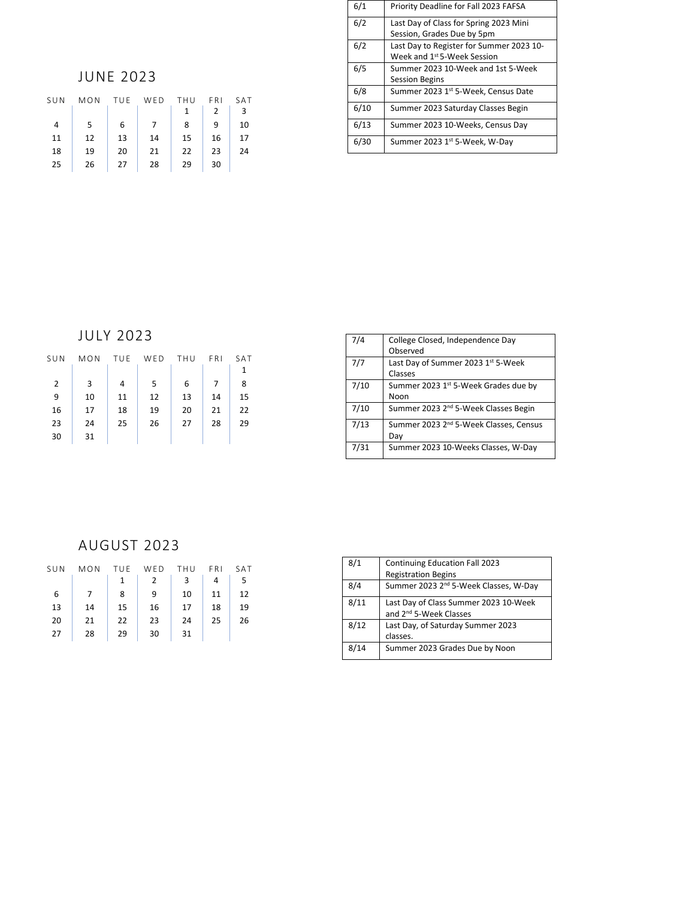## JUNE 2023

| SUN | MON | TUE | WED | THU | FRI | SAT |
|---|---|---|---|---|---|---|
| | | | | 1 | 2 | 3 |
| 4 | 5 | 6 | 7 | 8 | 9 | 10 |
| 11 | 12 | 13 | 14 | 15 | 16 | 17 |
| 18 | 19 | 20 | 21 | 22 | 23 | 24 |
| 25 | 26 | 27 | 28 | 29 | 30 | |

| | |
|---|---|
| 6/1 | Priority Deadline for Fall 2023 FAFSA |
| 6/2 | Last Day of Class for Spring 2023 Mini Session, Grades Due by 5pm |
| 6/2 | Last Day to Register for Summer 2023 10-Week and 1st 5-Week Session |
| 6/5 | Summer 2023 10-Week and 1st 5-Week Session Begins |
| 6/8 | Summer 2023 1st 5-Week, Census Date |
| 6/10 | Summer 2023 Saturday Classes Begin |
| 6/13 | Summer 2023 10-Weeks, Census Day |
| 6/30 | Summer 2023 1st 5-Week, W-Day |

## JULY 2023

| SUN | MON | TUE | WED | THU | FRI | SAT |
|---|---|---|---|---|---|---|
| | | | | | | 1 |
| 2 | 3 | 4 | 5 | 6 | 7 | 8 |
| 9 | 10 | 11 | 12 | 13 | 14 | 15 |
| 16 | 17 | 18 | 19 | 20 | 21 | 22 |
| 23 | 24 | 25 | 26 | 27 | 28 | 29 |
| 30 | 31 | | | | | |

| | |
|---|---|
| 7/4 | College Closed, Independence Day Observed |
| 7/7 | Last Day of Summer 2023 1st 5-Week Classes |
| 7/10 | Summer 2023 1st 5-Week Grades due by Noon |
| 7/10 | Summer 2023 2nd 5-Week Classes Begin |
| 7/13 | Summer 2023 2nd 5-Week Classes, Census Day |
| 7/31 | Summer 2023 10-Weeks Classes, W-Day |

## AUGUST 2023

| SUN | MON | TUE | WED | THU | FRI | SAT |
|---|---|---|---|---|---|---|
| | | 1 | 2 | 3 | 4 | 5 |
| 6 | 7 | 8 | 9 | 10 | 11 | 12 |
| 13 | 14 | 15 | 16 | 17 | 18 | 19 |
| 20 | 21 | 22 | 23 | 24 | 25 | 26 |
| 27 | 28 | 29 | 30 | 31 | | |

| | |
|---|---|
| 8/1 | Continuing Education Fall 2023 Registration Begins |
| 8/4 | Summer 2023 2nd 5-Week Classes, W-Day |
| 8/11 | Last Day of Class Summer 2023 10-Week and 2nd 5-Week Classes |
| 8/12 | Last Day, of Saturday Summer 2023 classes. |
| 8/14 | Summer 2023 Grades Due by Noon |